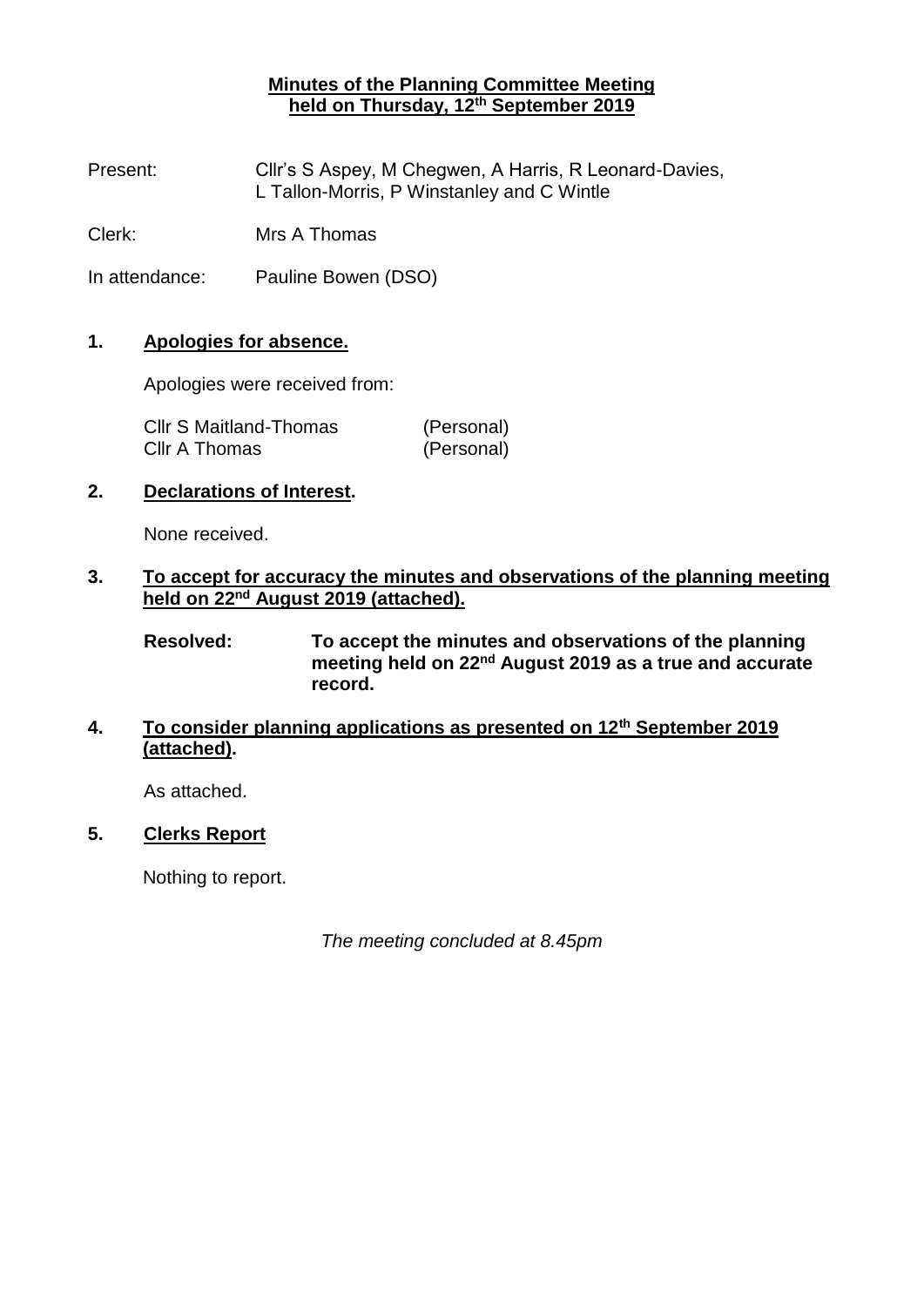**Minutes of the Planning Committee Meeting held on Thursday, 12th September 2019**

Present: Cllr's S Aspey, M Chegwen, A Harris, R Leonard-Davies, L Tallon-Morris, P Winstanley and C Wintle

Clerk: Mrs A Thomas

In attendance: Pauline Bowen (DSO)

## 1. Apologies for absence.

Apologies were received from:

| | |
|---|---|
| Cllr S Maitland-Thomas | (Personal) |
| Cllr A Thomas | (Personal) |

## 2. Declarations of Interest.

None received.

## 3. To accept for accuracy the minutes and observations of the planning meeting held on 22nd August 2019 (attached).

**Resolved: To accept the minutes and observations of the planning meeting held on 22nd August 2019 as a true and accurate record.**

## 4. To consider planning applications as presented on 12th September 2019 (attached).

As attached.

## 5. Clerks Report

Nothing to report.

*The meeting concluded at 8.45pm*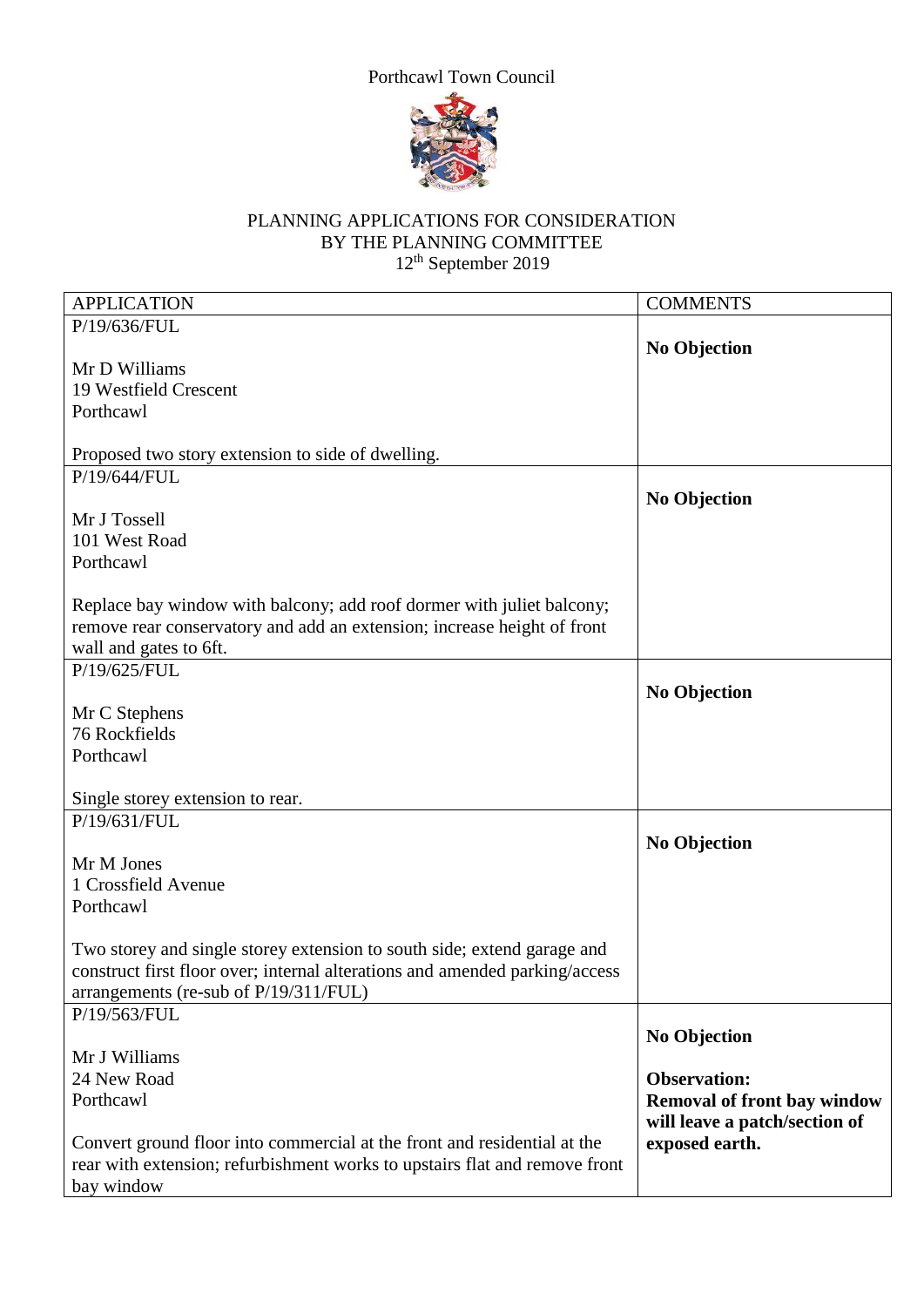Porthcawl Town Council

PLANNING APPLICATIONS FOR CONSIDERATION
BY THE PLANNING COMMITTEE
12th September 2019

| APPLICATION | COMMENTS |
| --- | --- |
| P/19/636/FUL<br><br>Mr D Williams<br>19 Westfield Crescent<br>Porthcawl<br><br>Proposed two story extension to side of dwelling. | **No Objection** |
| P/19/644/FUL<br><br>Mr J Tossell<br>101 West Road<br>Porthcawl<br><br>Replace bay window with balcony; add roof dormer with juliet balcony; remove rear conservatory and add an extension; increase height of front wall and gates to 6ft. | **No Objection** |
| P/19/625/FUL<br><br>Mr C Stephens<br>76 Rockfields<br>Porthcawl<br><br>Single storey extension to rear. | **No Objection** |
| P/19/631/FUL<br><br>Mr M Jones<br>1 Crossfield Avenue<br>Porthcawl<br><br>Two storey and single storey extension to south side; extend garage and construct first floor over; internal alterations and amended parking/access arrangements (re-sub of P/19/311/FUL) | **No Objection** |
| P/19/563/FUL<br><br>Mr J Williams<br>24 New Road<br>Porthcawl<br><br>Convert ground floor into commercial at the front and residential at the rear with extension; refurbishment works to upstairs flat and remove front bay window | **No Objection**<br><br>**Observation:**<br>**Removal of front bay window will leave a patch/section of exposed earth.** |